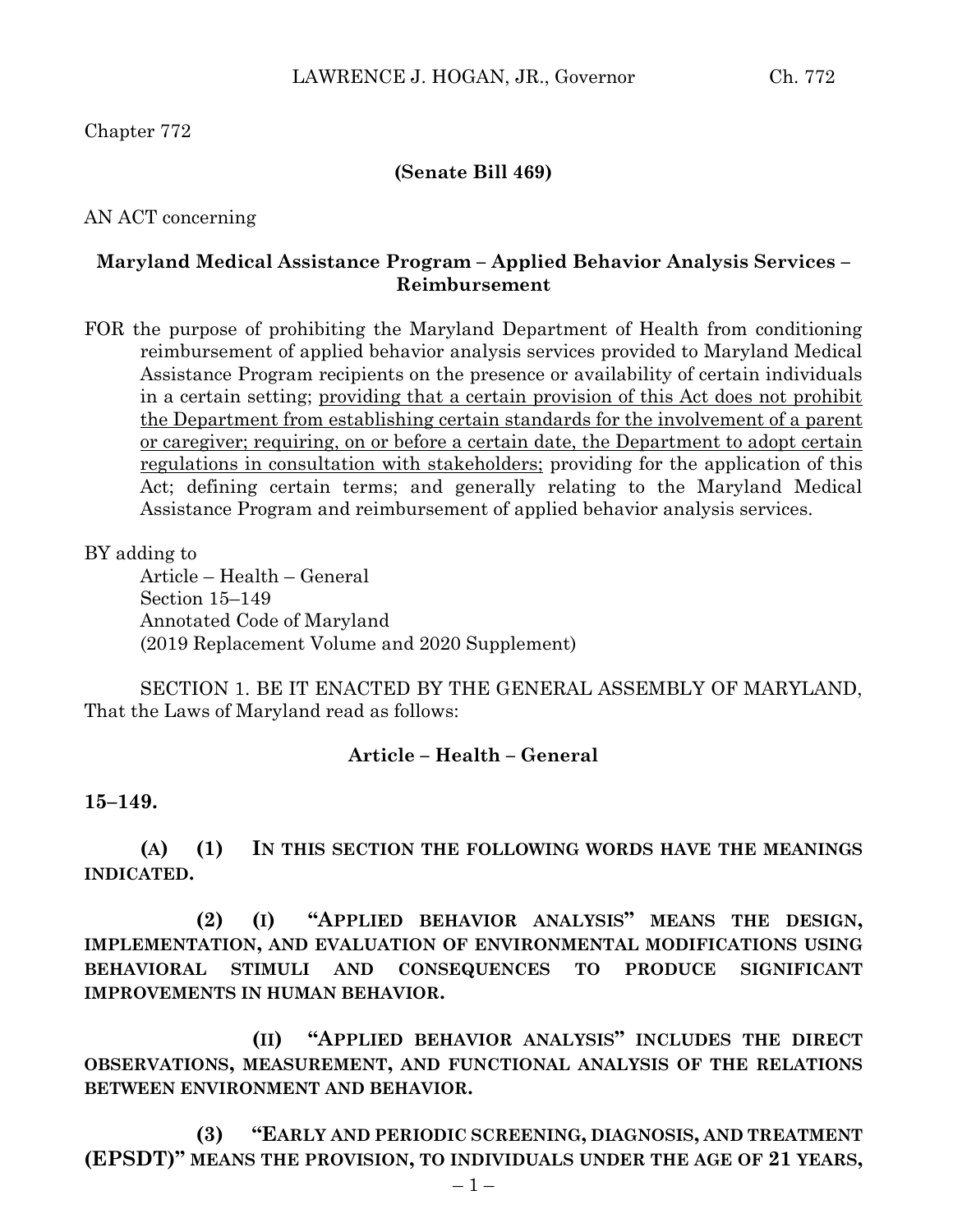Chapter 772

**(Senate Bill 469)**

AN ACT concerning

**Maryland Medical Assistance Program – Applied Behavior Analysis Services – Reimbursement**

FOR the purpose of prohibiting the Maryland Department of Health from conditioning reimbursement of applied behavior analysis services provided to Maryland Medical Assistance Program recipients on the presence or availability of certain individuals in a certain setting; providing that a certain provision of this Act does not prohibit the Department from establishing certain standards for the involvement of a parent or caregiver; requiring, on or before a certain date, the Department to adopt certain regulations in consultation with stakeholders; providing for the application of this Act; defining certain terms; and generally relating to the Maryland Medical Assistance Program and reimbursement of applied behavior analysis services.

BY adding to
Article – Health – General
Section 15–149
Annotated Code of Maryland
(2019 Replacement Volume and 2020 Supplement)

SECTION 1. BE IT ENACTED BY THE GENERAL ASSEMBLY OF MARYLAND, That the Laws of Maryland read as follows:

**Article – Health – General**

**15–149.**

**(A) (1) IN THIS SECTION THE FOLLOWING WORDS HAVE THE MEANINGS INDICATED.**

**(2) (I) "APPLIED BEHAVIOR ANALYSIS" MEANS THE DESIGN, IMPLEMENTATION, AND EVALUATION OF ENVIRONMENTAL MODIFICATIONS USING BEHAVIORAL STIMULI AND CONSEQUENCES TO PRODUCE SIGNIFICANT IMPROVEMENTS IN HUMAN BEHAVIOR.**

**(II) "APPLIED BEHAVIOR ANALYSIS" INCLUDES THE DIRECT OBSERVATIONS, MEASUREMENT, AND FUNCTIONAL ANALYSIS OF THE RELATIONS BETWEEN ENVIRONMENT AND BEHAVIOR.**

**(3) "EARLY AND PERIODIC SCREENING, DIAGNOSIS, AND TREATMENT (EPSDT)" MEANS THE PROVISION, TO INDIVIDUALS UNDER THE AGE OF 21 YEARS,**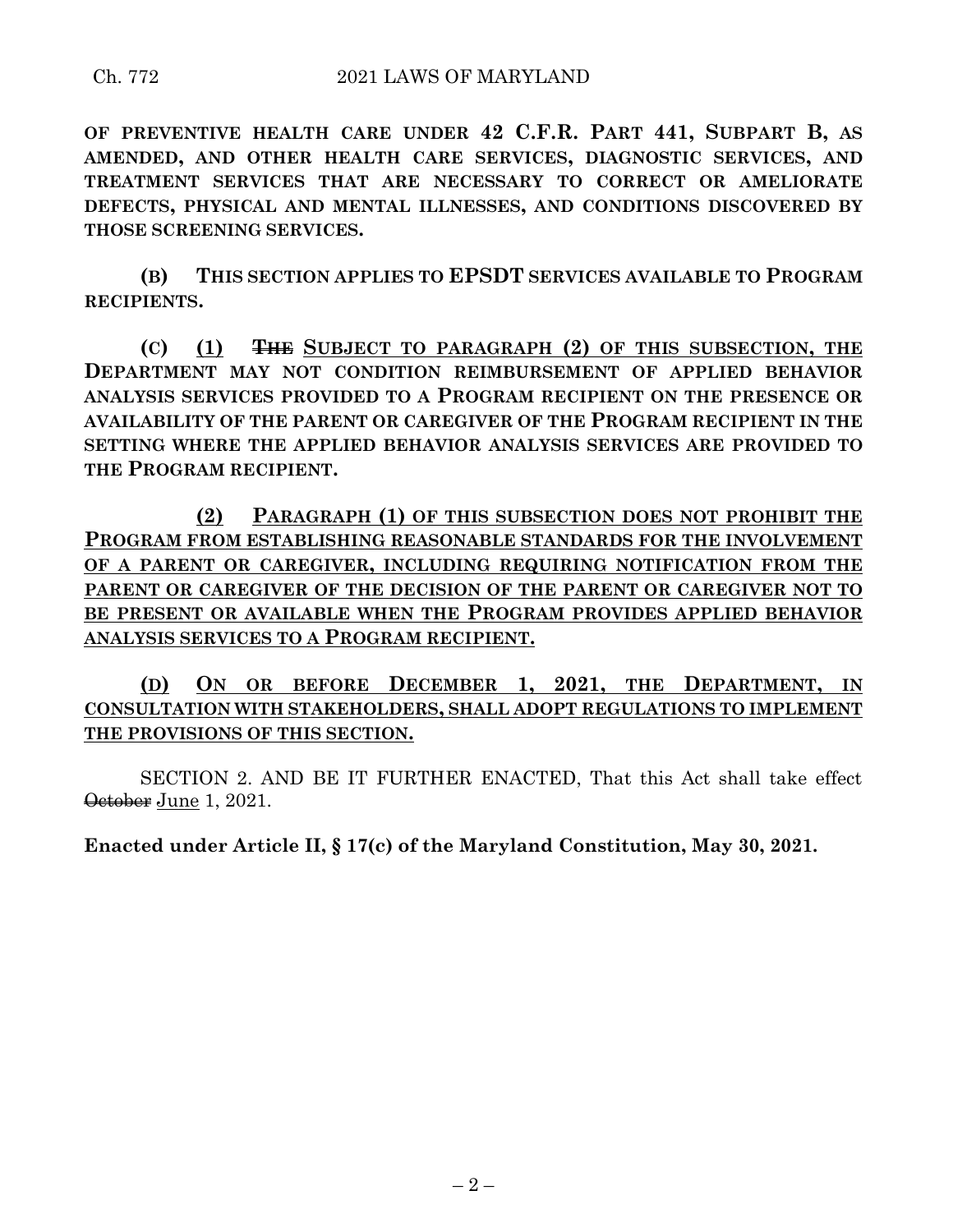**OF PREVENTIVE HEALTH CARE UNDER 42 C.F.R. PART 441, SUBPART B, AS AMENDED, AND OTHER HEALTH CARE SERVICES, DIAGNOSTIC SERVICES, AND TREATMENT SERVICES THAT ARE NECESSARY TO CORRECT OR AMELIORATE DEFECTS, PHYSICAL AND MENTAL ILLNESSES, AND CONDITIONS DISCOVERED BY THOSE SCREENING SERVICES.**

**(B) THIS SECTION APPLIES TO EPSDT SERVICES AVAILABLE TO PROGRAM RECIPIENTS.**

**(C) <u>(1)</u> ~~THE~~ <u>SUBJECT TO PARAGRAPH (2) OF THIS SUBSECTION, THE</u> DEPARTMENT MAY NOT CONDITION REIMBURSEMENT OF APPLIED BEHAVIOR ANALYSIS SERVICES PROVIDED TO A PROGRAM RECIPIENT ON THE PRESENCE OR AVAILABILITY OF THE PARENT OR CAREGIVER OF THE PROGRAM RECIPIENT IN THE SETTING WHERE THE APPLIED BEHAVIOR ANALYSIS SERVICES ARE PROVIDED TO THE PROGRAM RECIPIENT.**

**<u>(2) PARAGRAPH (1) OF THIS SUBSECTION DOES NOT PROHIBIT THE PROGRAM FROM ESTABLISHING REASONABLE STANDARDS FOR THE INVOLVEMENT OF A PARENT OR CAREGIVER, INCLUDING REQUIRING NOTIFICATION FROM THE PARENT OR CAREGIVER OF THE DECISION OF THE PARENT OR CAREGIVER NOT TO BE PRESENT OR AVAILABLE WHEN THE PROGRAM PROVIDES APPLIED BEHAVIOR ANALYSIS SERVICES TO A PROGRAM RECIPIENT.</u>**

**<u>(D) ON OR BEFORE DECEMBER 1, 2021, THE DEPARTMENT, IN CONSULTATION WITH STAKEHOLDERS, SHALL ADOPT REGULATIONS TO IMPLEMENT THE PROVISIONS OF THIS SECTION.</u>**

SECTION 2. AND BE IT FURTHER ENACTED, That this Act shall take effect ~~October~~ <u>June</u> 1, 2021.

**Enacted under Article II, § 17(c) of the Maryland Constitution, May 30, 2021.**